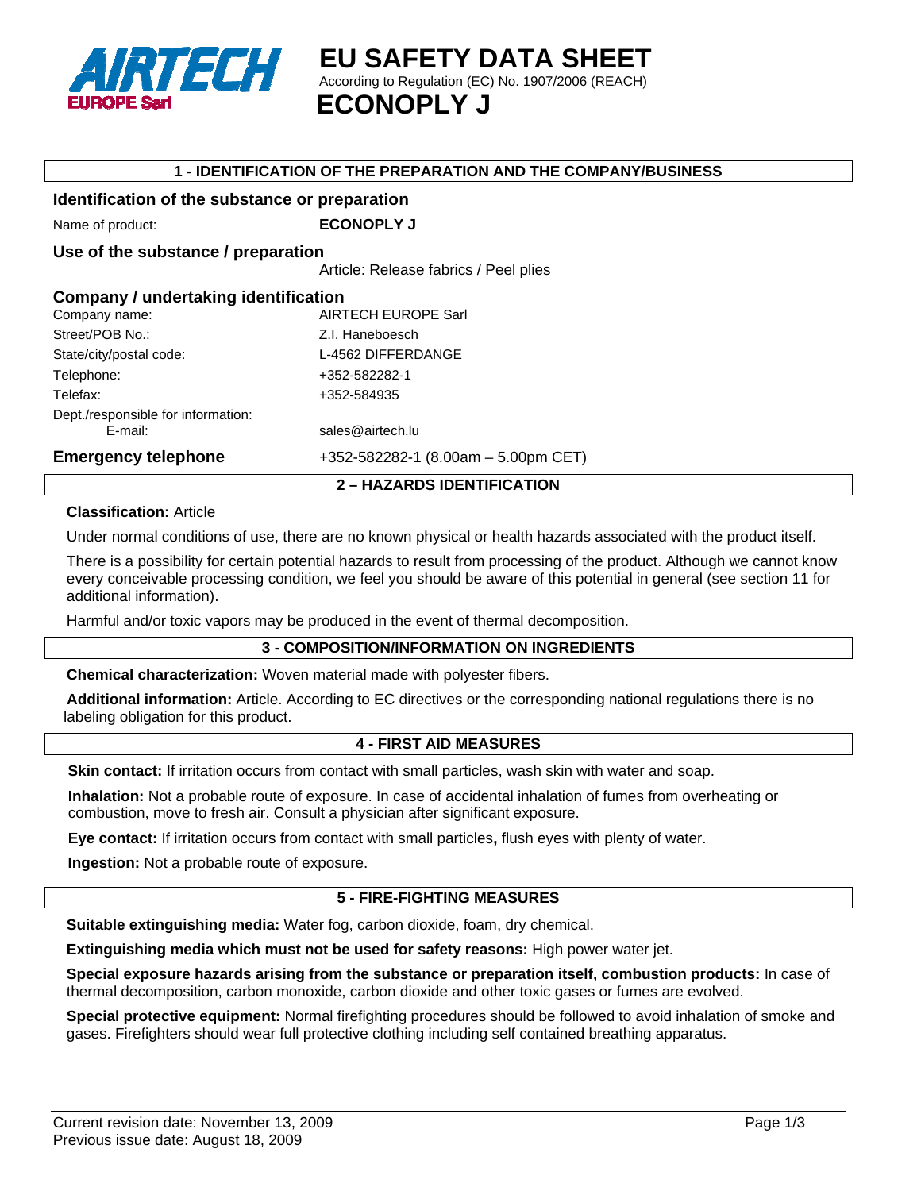AIRTECH EUROPE Sarl

# EU SAFETY DATA SHEET

According to Regulation (EC) No. 1907/2006 (REACH)

# ECONOPLY J

## 1 - IDENTIFICATION OF THE PREPARATION AND THE COMPANY/BUSINESS

### Identification of the substance or preparation

Name of product: **ECONOPLY J**

### Use of the substance / preparation

Article: Release fabrics / Peel plies

### Company / undertaking identification

| | |
|---|---|
| Company name: | AIRTECH EUROPE Sarl |
| Street/POB No.: | Z.I. Haneboesch |
| State/city/postal code: | L-4562 DIFFERDANGE |
| Telephone: | +352-582282-1 |
| Telefax: | +352-584935 |
| Dept./responsible for information: E-mail: | sales@airtech.lu |

### Emergency telephone

+352-582282-1 (8.00am – 5.00pm CET)

## 2 – HAZARDS IDENTIFICATION

**Classification:** Article

Under normal conditions of use, there are no known physical or health hazards associated with the product itself.

There is a possibility for certain potential hazards to result from processing of the product. Although we cannot know every conceivable processing condition, we feel you should be aware of this potential in general (see section 11 for additional information).

Harmful and/or toxic vapors may be produced in the event of thermal decomposition.

## 3 - COMPOSITION/INFORMATION ON INGREDIENTS

**Chemical characterization:** Woven material made with polyester fibers.

**Additional information:** Article. According to EC directives or the corresponding national regulations there is no labeling obligation for this product.

## 4 - FIRST AID MEASURES

**Skin contact:** If irritation occurs from contact with small particles, wash skin with water and soap.

**Inhalation:** Not a probable route of exposure. In case of accidental inhalation of fumes from overheating or combustion, move to fresh air. Consult a physician after significant exposure.

**Eye contact:** If irritation occurs from contact with small particles**,** flush eyes with plenty of water.

**Ingestion:** Not a probable route of exposure.

## 5 - FIRE-FIGHTING MEASURES

**Suitable extinguishing media:** Water fog, carbon dioxide, foam, dry chemical.

**Extinguishing media which must not be used for safety reasons:** High power water jet.

**Special exposure hazards arising from the substance or preparation itself, combustion products:** In case of thermal decomposition, carbon monoxide, carbon dioxide and other toxic gases or fumes are evolved.

**Special protective equipment:** Normal firefighting procedures should be followed to avoid inhalation of smoke and gases. Firefighters should wear full protective clothing including self contained breathing apparatus.

Current revision date: November 13, 2009
Previous issue date: August 18, 2009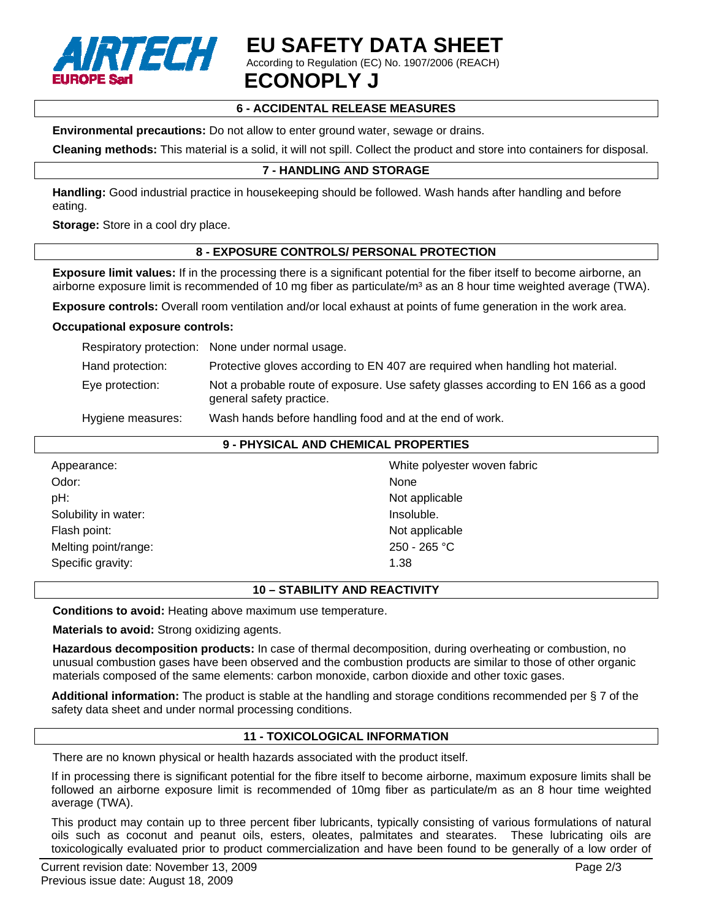## 6 - ACCIDENTAL RELEASE MEASURES

**Environmental precautions:** Do not allow to enter ground water, sewage or drains.

**Cleaning methods:** This material is a solid, it will not spill. Collect the product and store into containers for disposal.

## 7 - HANDLING AND STORAGE

**Handling:** Good industrial practice in housekeeping should be followed. Wash hands after handling and before eating.

**Storage:** Store in a cool dry place.

## 8 - EXPOSURE CONTROLS/ PERSONAL PROTECTION

**Exposure limit values:** If in the processing there is a significant potential for the fiber itself to become airborne, an airborne exposure limit is recommended of 10 mg fiber as particulate/m³ as an 8 hour time weighted average (TWA).

**Exposure controls:** Overall room ventilation and/or local exhaust at points of fume generation in the work area.

**Occupational exposure controls:**

| | |
|---|---|
| Respiratory protection: | None under normal usage. |
| Hand protection: | Protective gloves according to EN 407 are required when handling hot material. |
| Eye protection: | Not a probable route of exposure. Use safety glasses according to EN 166 as a good general safety practice. |
| Hygiene measures: | Wash hands before handling food and at the end of work. |

## 9 - PHYSICAL AND CHEMICAL PROPERTIES

| | |
|---|---|
| Appearance: | White polyester woven fabric |
| Odor: | None |
| pH: | Not applicable |
| Solubility in water: | Insoluble. |
| Flash point: | Not applicable |
| Melting point/range: | 250 - 265 °C |
| Specific gravity: | 1.38 |

## 10 – STABILITY AND REACTIVITY

**Conditions to avoid:** Heating above maximum use temperature.

**Materials to avoid:** Strong oxidizing agents.

**Hazardous decomposition products:** In case of thermal decomposition, during overheating or combustion, no unusual combustion gases have been observed and the combustion products are similar to those of other organic materials composed of the same elements: carbon monoxide, carbon dioxide and other toxic gases.

**Additional information:** The product is stable at the handling and storage conditions recommended per § 7 of the safety data sheet and under normal processing conditions.

## 11 - TOXICOLOGICAL INFORMATION

There are no known physical or health hazards associated with the product itself.

If in processing there is significant potential for the fibre itself to become airborne, maximum exposure limits shall be followed an airborne exposure limit is recommended of 10mg fiber as particulate/m as an 8 hour time weighted average (TWA).

This product may contain up to three percent fiber lubricants, typically consisting of various formulations of natural oils such as coconut and peanut oils, esters, oleates, palmitates and stearates. These lubricating oils are toxicologically evaluated prior to product commercialization and have been found to be generally of a low order of

Current revision date: November 13, 2009
Previous issue date: August 18, 2009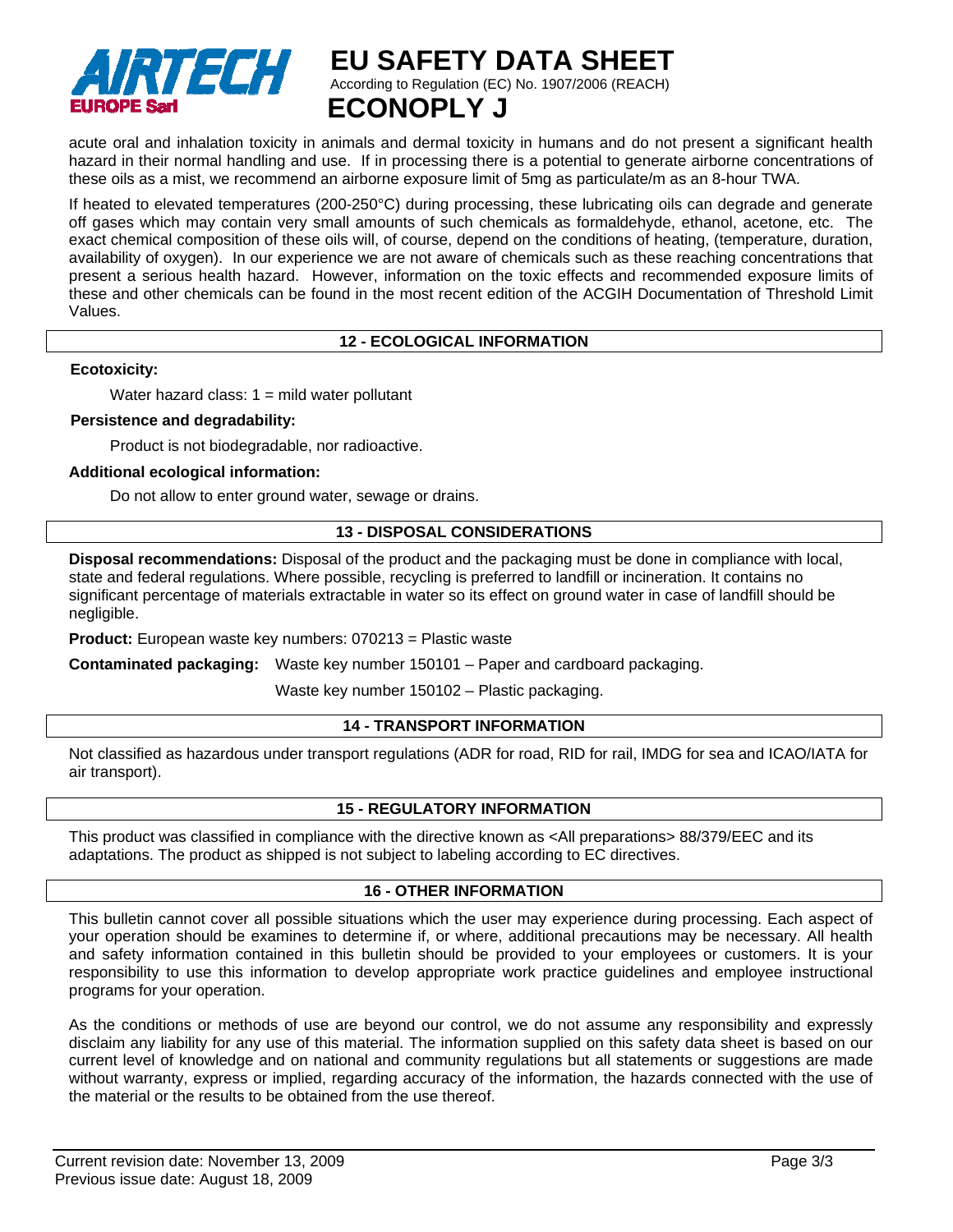acute oral and inhalation toxicity in animals and dermal toxicity in humans and do not present a significant health hazard in their normal handling and use. If in processing there is a potential to generate airborne concentrations of these oils as a mist, we recommend an airborne exposure limit of 5mg as particulate/m as an 8-hour TWA.

If heated to elevated temperatures (200-250°C) during processing, these lubricating oils can degrade and generate off gases which may contain very small amounts of such chemicals as formaldehyde, ethanol, acetone, etc. The exact chemical composition of these oils will, of course, depend on the conditions of heating, (temperature, duration, availability of oxygen). In our experience we are not aware of chemicals such as these reaching concentrations that present a serious health hazard. However, information on the toxic effects and recommended exposure limits of these and other chemicals can be found in the most recent edition of the ACGIH Documentation of Threshold Limit Values.

## 12 - ECOLOGICAL INFORMATION

**Ecotoxicity:**

Water hazard class: 1 = mild water pollutant

**Persistence and degradability:**

Product is not biodegradable, nor radioactive.

**Additional ecological information:**

Do not allow to enter ground water, sewage or drains.

## 13 - DISPOSAL CONSIDERATIONS

**Disposal recommendations:** Disposal of the product and the packaging must be done in compliance with local, state and federal regulations. Where possible, recycling is preferred to landfill or incineration. It contains no significant percentage of materials extractable in water so its effect on ground water in case of landfill should be negligible.

**Product:** European waste key numbers: 070213 = Plastic waste

**Contaminated packaging:** Waste key number 150101 – Paper and cardboard packaging.

Waste key number 150102 – Plastic packaging.

## 14 - TRANSPORT INFORMATION

Not classified as hazardous under transport regulations (ADR for road, RID for rail, IMDG for sea and ICAO/IATA for air transport).

## 15 - REGULATORY INFORMATION

This product was classified in compliance with the directive known as <All preparations> 88/379/EEC and its adaptations. The product as shipped is not subject to labeling according to EC directives.

## 16 - OTHER INFORMATION

This bulletin cannot cover all possible situations which the user may experience during processing. Each aspect of your operation should be examines to determine if, or where, additional precautions may be necessary. All health and safety information contained in this bulletin should be provided to your employees or customers. It is your responsibility to use this information to develop appropriate work practice guidelines and employee instructional programs for your operation.

As the conditions or methods of use are beyond our control, we do not assume any responsibility and expressly disclaim any liability for any use of this material. The information supplied on this safety data sheet is based on our current level of knowledge and on national and community regulations but all statements or suggestions are made without warranty, express or implied, regarding accuracy of the information, the hazards connected with the use of the material or the results to be obtained from the use thereof.

Current revision date: November 13, 2009

Previous issue date: August 18, 2009